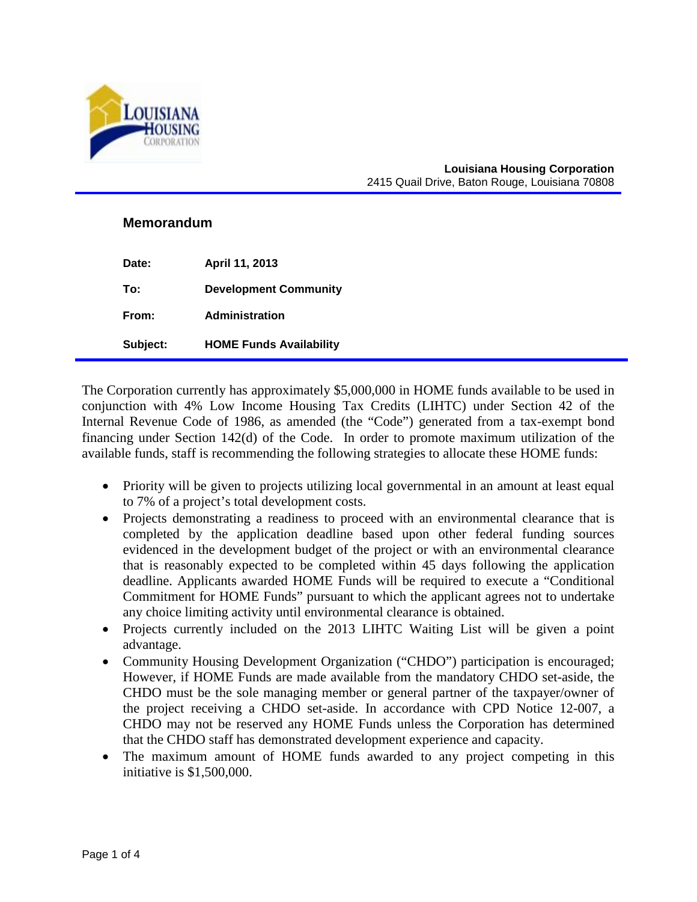**Louisiana Housing Corporation**
2415 Quail Drive, Baton Rouge, Louisiana 70808

## Memorandum

**Date:** **April 11, 2013**

**To:** **Development Community**

**From:** **Administration**

**Subject:** **HOME Funds Availability**

The Corporation currently has approximately $5,000,000 in HOME funds available to be used in conjunction with 4% Low Income Housing Tax Credits (LIHTC) under Section 42 of the Internal Revenue Code of 1986, as amended (the "Code") generated from a tax-exempt bond financing under Section 142(d) of the Code. In order to promote maximum utilization of the available funds, staff is recommending the following strategies to allocate these HOME funds:

- Priority will be given to projects utilizing local governmental in an amount at least equal to 7% of a project's total development costs.
- Projects demonstrating a readiness to proceed with an environmental clearance that is completed by the application deadline based upon other federal funding sources evidenced in the development budget of the project or with an environmental clearance that is reasonably expected to be completed within 45 days following the application deadline. Applicants awarded HOME Funds will be required to execute a "Conditional Commitment for HOME Funds" pursuant to which the applicant agrees not to undertake any choice limiting activity until environmental clearance is obtained.
- Projects currently included on the 2013 LIHTC Waiting List will be given a point advantage.
- Community Housing Development Organization ("CHDO") participation is encouraged; However, if HOME Funds are made available from the mandatory CHDO set-aside, the CHDO must be the sole managing member or general partner of the taxpayer/owner of the project receiving a CHDO set-aside. In accordance with CPD Notice 12-007, a CHDO may not be reserved any HOME Funds unless the Corporation has determined that the CHDO staff has demonstrated development experience and capacity.
- The maximum amount of HOME funds awarded to any project competing in this initiative is $1,500,000.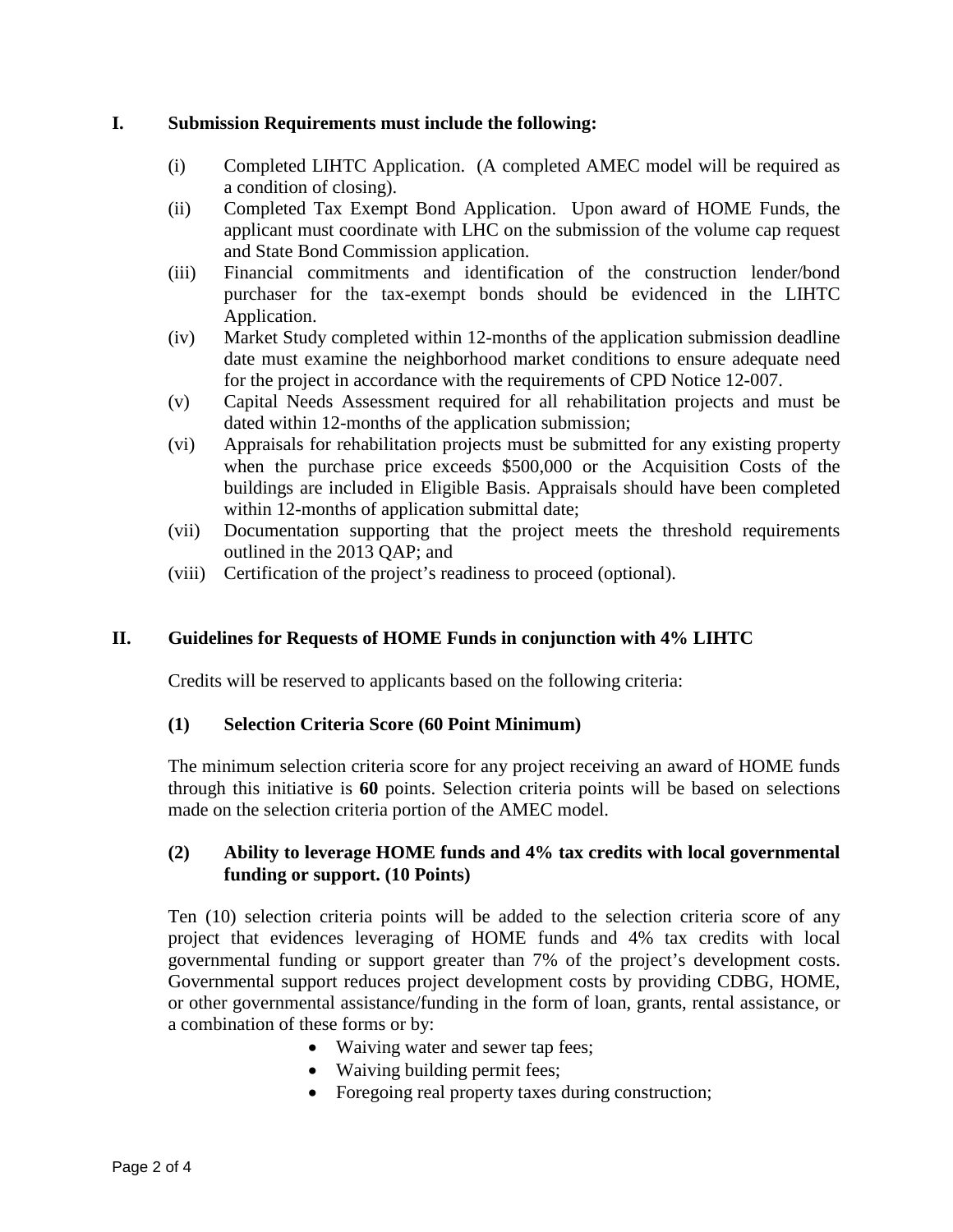## I. Submission Requirements must include the following:

(i) Completed LIHTC Application. (A completed AMEC model will be required as a condition of closing).

(ii) Completed Tax Exempt Bond Application. Upon award of HOME Funds, the applicant must coordinate with LHC on the submission of the volume cap request and State Bond Commission application.

(iii) Financial commitments and identification of the construction lender/bond purchaser for the tax-exempt bonds should be evidenced in the LIHTC Application.

(iv) Market Study completed within 12-months of the application submission deadline date must examine the neighborhood market conditions to ensure adequate need for the project in accordance with the requirements of CPD Notice 12-007.

(v) Capital Needs Assessment required for all rehabilitation projects and must be dated within 12-months of the application submission;

(vi) Appraisals for rehabilitation projects must be submitted for any existing property when the purchase price exceeds $500,000 or the Acquisition Costs of the buildings are included in Eligible Basis. Appraisals should have been completed within 12-months of application submittal date;

(vii) Documentation supporting that the project meets the threshold requirements outlined in the 2013 QAP; and

(viii) Certification of the project's readiness to proceed (optional).

## II. Guidelines for Requests of HOME Funds in conjunction with 4% LIHTC

Credits will be reserved to applicants based on the following criteria:

### (1) Selection Criteria Score (60 Point Minimum)

The minimum selection criteria score for any project receiving an award of HOME funds through this initiative is **60** points. Selection criteria points will be based on selections made on the selection criteria portion of the AMEC model.

### (2) Ability to leverage HOME funds and 4% tax credits with local governmental funding or support. (10 Points)

Ten (10) selection criteria points will be added to the selection criteria score of any project that evidences leveraging of HOME funds and 4% tax credits with local governmental funding or support greater than 7% of the project's development costs. Governmental support reduces project development costs by providing CDBG, HOME, or other governmental assistance/funding in the form of loan, grants, rental assistance, or a combination of these forms or by:

- Waiving water and sewer tap fees;
- Waiving building permit fees;
- Foregoing real property taxes during construction;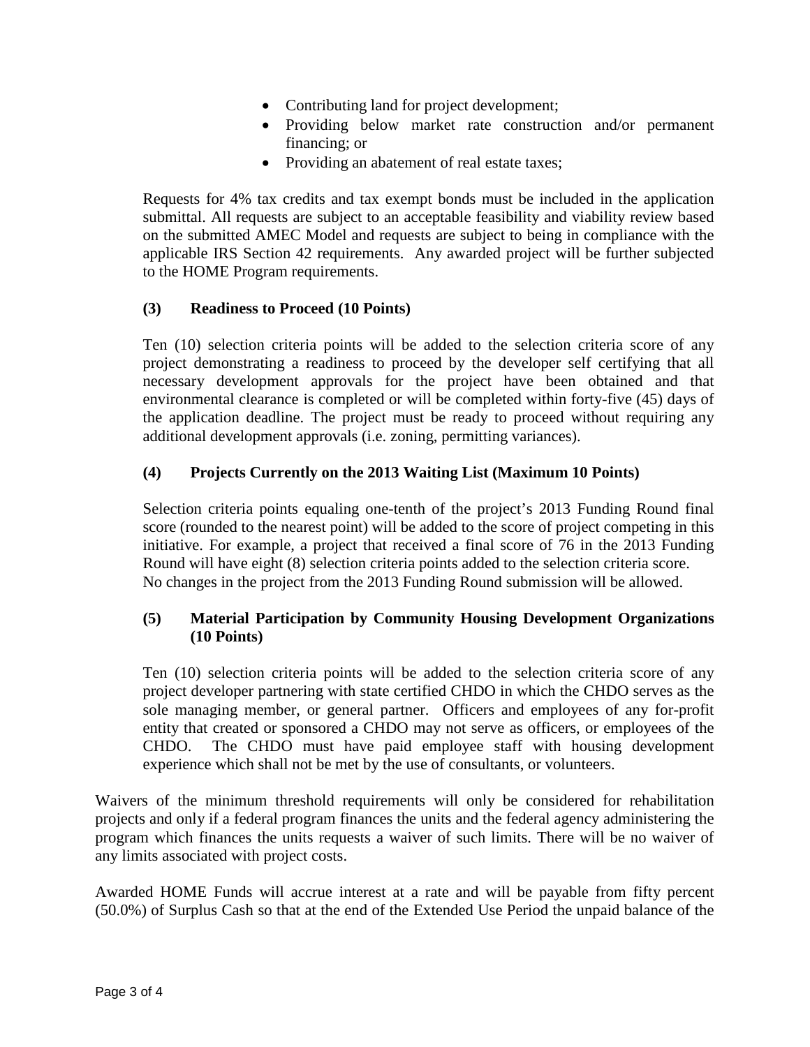- Contributing land for project development;
- Providing below market rate construction and/or permanent financing; or
- Providing an abatement of real estate taxes;

Requests for 4% tax credits and tax exempt bonds must be included in the application submittal. All requests are subject to an acceptable feasibility and viability review based on the submitted AMEC Model and requests are subject to being in compliance with the applicable IRS Section 42 requirements. Any awarded project will be further subjected to the HOME Program requirements.

**(3) Readiness to Proceed (10 Points)**

Ten (10) selection criteria points will be added to the selection criteria score of any project demonstrating a readiness to proceed by the developer self certifying that all necessary development approvals for the project have been obtained and that environmental clearance is completed or will be completed within forty-five (45) days of the application deadline. The project must be ready to proceed without requiring any additional development approvals (i.e. zoning, permitting variances).

**(4) Projects Currently on the 2013 Waiting List (Maximum 10 Points)**

Selection criteria points equaling one-tenth of the project's 2013 Funding Round final score (rounded to the nearest point) will be added to the score of project competing in this initiative. For example, a project that received a final score of 76 in the 2013 Funding Round will have eight (8) selection criteria points added to the selection criteria score. No changes in the project from the 2013 Funding Round submission will be allowed.

**(5) Material Participation by Community Housing Development Organizations (10 Points)**

Ten (10) selection criteria points will be added to the selection criteria score of any project developer partnering with state certified CHDO in which the CHDO serves as the sole managing member, or general partner. Officers and employees of any for-profit entity that created or sponsored a CHDO may not serve as officers, or employees of the CHDO. The CHDO must have paid employee staff with housing development experience which shall not be met by the use of consultants, or volunteers.

Waivers of the minimum threshold requirements will only be considered for rehabilitation projects and only if a federal program finances the units and the federal agency administering the program which finances the units requests a waiver of such limits. There will be no waiver of any limits associated with project costs.

Awarded HOME Funds will accrue interest at a rate and will be payable from fifty percent (50.0%) of Surplus Cash so that at the end of the Extended Use Period the unpaid balance of the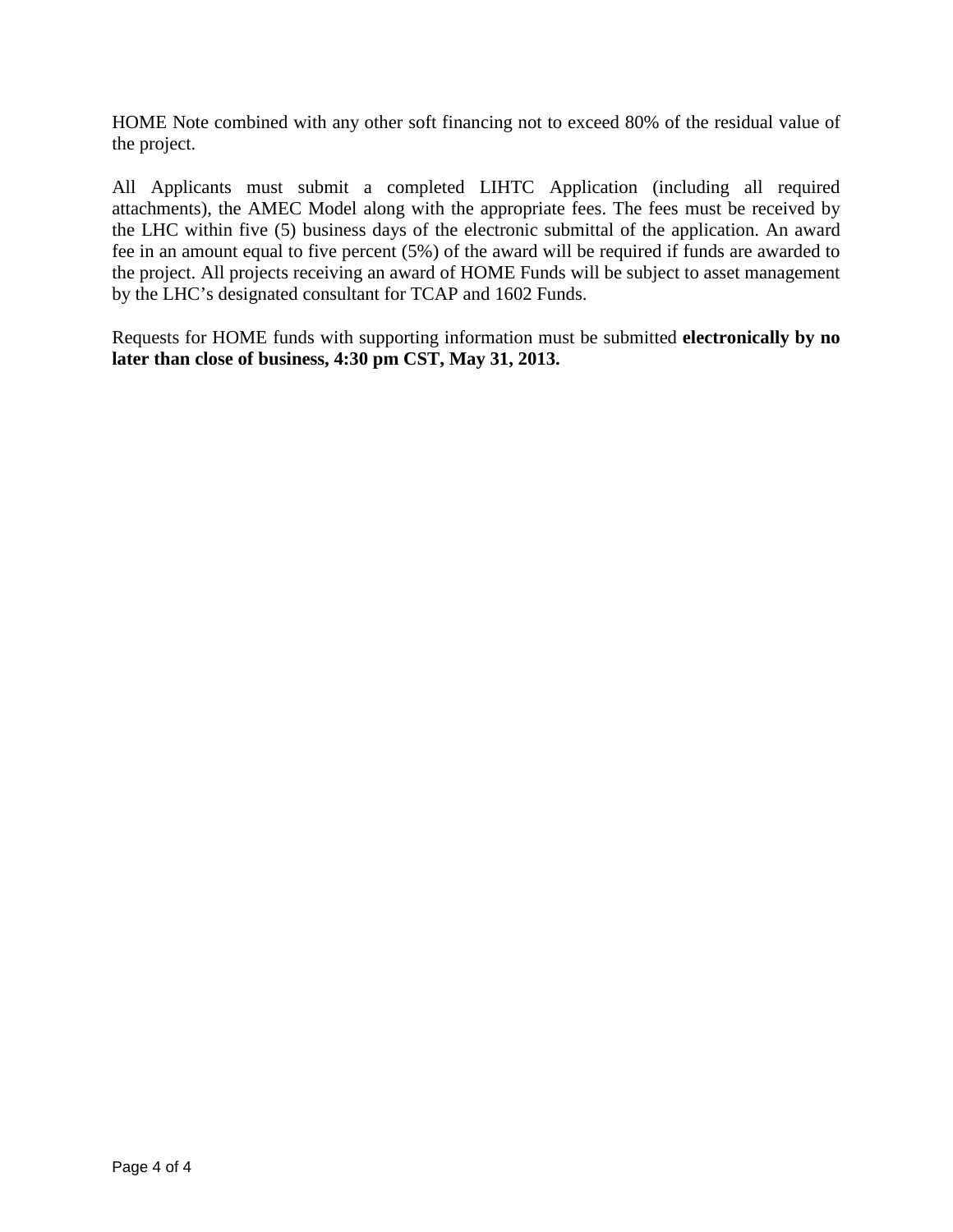HOME Note combined with any other soft financing not to exceed 80% of the residual value of the project.

All Applicants must submit a completed LIHTC Application (including all required attachments), the AMEC Model along with the appropriate fees. The fees must be received by the LHC within five (5) business days of the electronic submittal of the application. An award fee in an amount equal to five percent (5%) of the award will be required if funds are awarded to the project. All projects receiving an award of HOME Funds will be subject to asset management by the LHC's designated consultant for TCAP and 1602 Funds.

Requests for HOME funds with supporting information must be submitted **electronically by no later than close of business, 4:30 pm CST, May 31, 2013.**